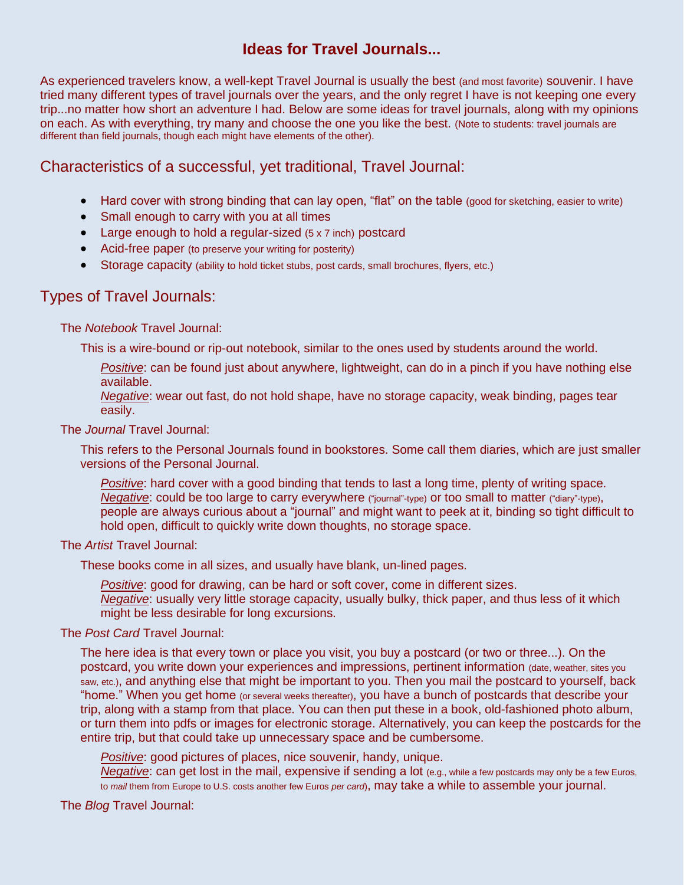# Ideas for Travel Journals...

As experienced travelers know, a well-kept Travel Journal is usually the best (and most favorite) souvenir. I have tried many different types of travel journals over the years, and the only regret I have is not keeping one every trip...no matter how short an adventure I had. Below are some ideas for travel journals, along with my opinions on each. As with everything, try many and choose the one you like the best. (Note to students: travel journals are different than field journals, though each might have elements of the other).

## Characteristics of a successful, yet traditional, Travel Journal:

- Hard cover with strong binding that can lay open, "flat" on the table (good for sketching, easier to write)
- Small enough to carry with you at all times
- Large enough to hold a regular-sized (5 x 7 inch) postcard
- Acid-free paper (to preserve your writing for posterity)
- Storage capacity (ability to hold ticket stubs, post cards, small brochures, flyers, etc.)

## Types of Travel Journals:

### The *Notebook* Travel Journal:

This is a wire-bound or rip-out notebook, similar to the ones used by students around the world.

*Positive*: can be found just about anywhere, lightweight, can do in a pinch if you have nothing else available.
*Negative*: wear out fast, do not hold shape, have no storage capacity, weak binding, pages tear easily.

### The *Journal* Travel Journal:

This refers to the Personal Journals found in bookstores. Some call them diaries, which are just smaller versions of the Personal Journal.

*Positive*: hard cover with a good binding that tends to last a long time, plenty of writing space.
*Negative*: could be too large to carry everywhere ("journal"-type) or too small to matter ("diary"-type), people are always curious about a "journal" and might want to peek at it, binding so tight difficult to hold open, difficult to quickly write down thoughts, no storage space.

### The *Artist* Travel Journal:

These books come in all sizes, and usually have blank, un-lined pages.

*Positive*: good for drawing, can be hard or soft cover, come in different sizes.
*Negative*: usually very little storage capacity, usually bulky, thick paper, and thus less of it which might be less desirable for long excursions.

### The *Post Card* Travel Journal:

The here idea is that every town or place you visit, you buy a postcard (or two or three...). On the postcard, you write down your experiences and impressions, pertinent information (date, weather, sites you saw, etc.), and anything else that might be important to you. Then you mail the postcard to yourself, back "home." When you get home (or several weeks thereafter), you have a bunch of postcards that describe your trip, along with a stamp from that place. You can then put these in a book, old-fashioned photo album, or turn them into pdfs or images for electronic storage. Alternatively, you can keep the postcards for the entire trip, but that could take up unnecessary space and be cumbersome.

*Positive*: good pictures of places, nice souvenir, handy, unique.
*Negative*: can get lost in the mail, expensive if sending a lot (e.g., while a few postcards may only be a few Euros, to *mail* them from Europe to U.S. costs another few Euros *per card*), may take a while to assemble your journal.

### The *Blog* Travel Journal: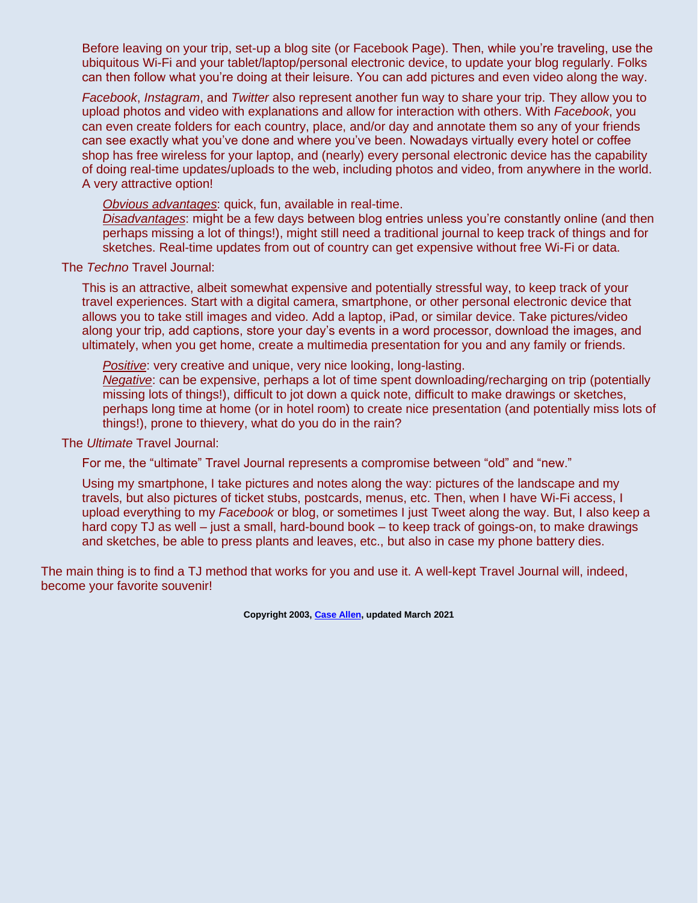Before leaving on your trip, set-up a blog site (or Facebook Page). Then, while you're traveling, use the ubiquitous Wi-Fi and your tablet/laptop/personal electronic device, to update your blog regularly. Folks can then follow what you're doing at their leisure. You can add pictures and even video along the way.

*Facebook*, *Instagram*, and *Twitter* also represent another fun way to share your trip. They allow you to upload photos and video with explanations and allow for interaction with others. With *Facebook*, you can even create folders for each country, place, and/or day and annotate them so any of your friends can see exactly what you've done and where you've been. Nowadays virtually every hotel or coffee shop has free wireless for your laptop, and (nearly) every personal electronic device has the capability of doing real-time updates/uploads to the web, including photos and video, from anywhere in the world. A very attractive option!

*Obvious advantages*: quick, fun, available in real-time.
*Disadvantages*: might be a few days between blog entries unless you're constantly online (and then perhaps missing a lot of things!), might still need a traditional journal to keep track of things and for sketches. Real-time updates from out of country can get expensive without free Wi-Fi or data.

The *Techno* Travel Journal:

This is an attractive, albeit somewhat expensive and potentially stressful way, to keep track of your travel experiences. Start with a digital camera, smartphone, or other personal electronic device that allows you to take still images and video. Add a laptop, iPad, or similar device. Take pictures/video along your trip, add captions, store your day's events in a word processor, download the images, and ultimately, when you get home, create a multimedia presentation for you and any family or friends.

*Positive*: very creative and unique, very nice looking, long-lasting.
*Negative*: can be expensive, perhaps a lot of time spent downloading/recharging on trip (potentially missing lots of things!), difficult to jot down a quick note, difficult to make drawings or sketches, perhaps long time at home (or in hotel room) to create nice presentation (and potentially miss lots of things!), prone to thievery, what do you do in the rain?

The *Ultimate* Travel Journal:

For me, the "ultimate" Travel Journal represents a compromise between "old" and "new."

Using my smartphone, I take pictures and notes along the way: pictures of the landscape and my travels, but also pictures of ticket stubs, postcards, menus, etc. Then, when I have Wi-Fi access, I upload everything to my *Facebook* or blog, or sometimes I just Tweet along the way. But, I also keep a hard copy TJ as well – just a small, hard-bound book – to keep track of goings-on, to make drawings and sketches, be able to press plants and leaves, etc., but also in case my phone battery dies.

The main thing is to find a TJ method that works for you and use it. A well-kept Travel Journal will, indeed, become your favorite souvenir!

**Copyright 2003, Case Allen, updated March 2021**